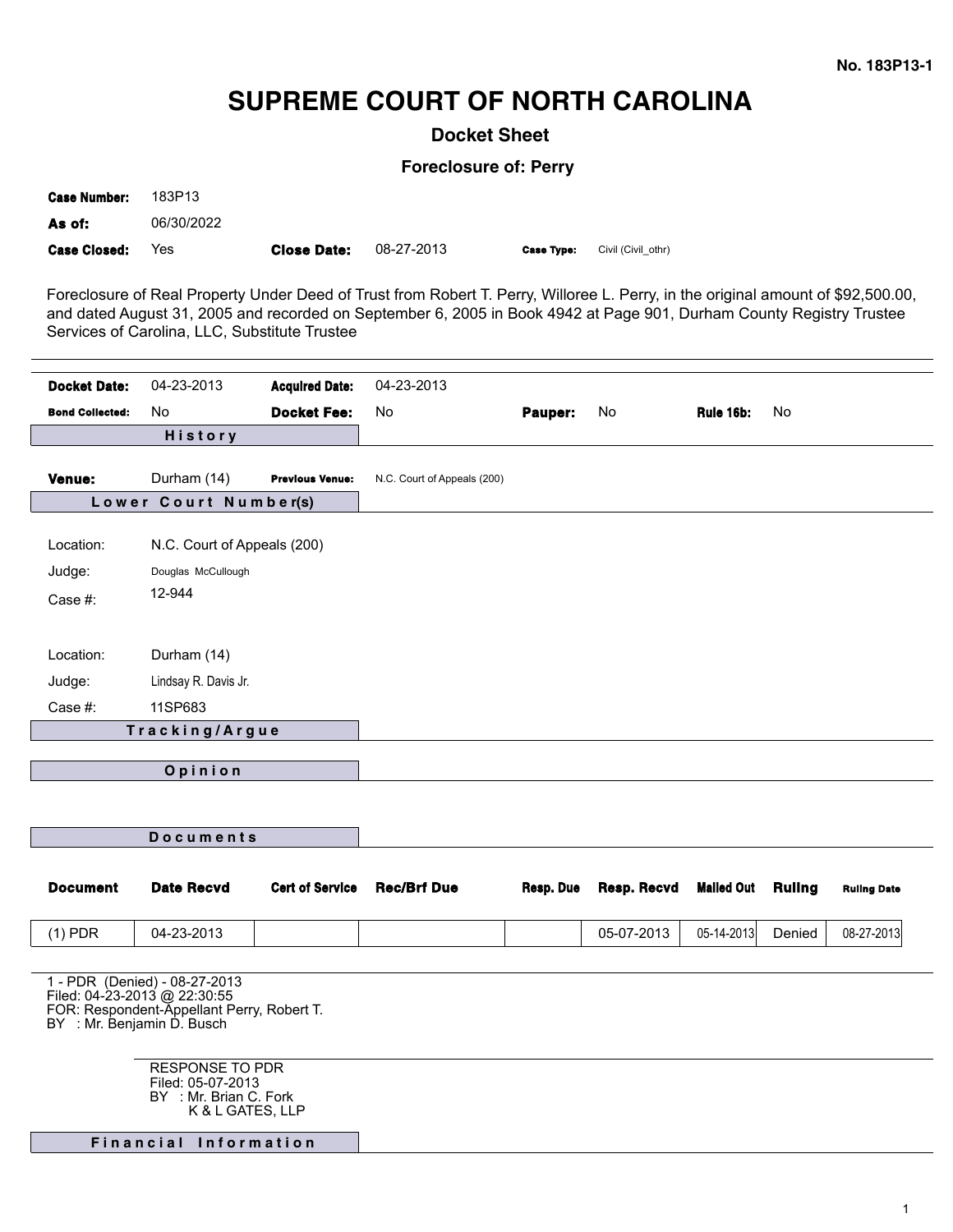No. 183P13-1

# SUPREME COURT OF NORTH CAROLINA

## Docket Sheet

### Foreclosure of: Perry

| | | | | | |
|---|---|---|---|---|---|
| **Case Number:** | 183P13 | | | | |
| **As of:** | 06/30/2022 | | | | |
| **Case Closed:** | Yes | **Close Date:** | 08-27-2013 | **Case Type:** | Civil (Civil_othr) |

Foreclosure of Real Property Under Deed of Trust from Robert T. Perry, Willoree L. Perry, in the original amount of $92,500.00, and dated August 31, 2005 and recorded on September 6, 2005 in Book 4942 at Page 901, Durham County Registry Trustee Services of Carolina, LLC, Substitute Trustee

| | | | | | | | |
|---|---|---|---|---|---|---|---|
| **Docket Date:** | 04-23-2013 | **Acquired Date:** | 04-23-2013 | | | | |
| **Bond Collected:** | No | **Docket Fee:** | No | **Pauper:** | No | **Rule 16b:** | No |

**History**

| | | | |
|---|---|---|---|
| **Venue:** | Durham (14) | **Previous Venue:** | N.C. Court of Appeals (200) |

**Lower Court Number(s)**

Location: N.C. Court of Appeals (200)
Judge: Douglas McCullough
Case #: 12-944

Location: Durham (14)
Judge: Lindsay R. Davis Jr.
Case #: 11SP683

**Tracking/Argue**

**Opinion**

**Documents**

| Document | Date Recvd | Cert of Service | Rec/Brf Due | Resp. Due | Resp. Recvd | Mailed Out | Ruling | Ruling Date |
|---|---|---|---|---|---|---|---|---|
| (1) PDR | 04-23-2013 | | | | 05-07-2013 | 05-14-2013 | Denied | 08-27-2013 |

1 - PDR (Denied) - 08-27-2013
Filed: 04-23-2013 @ 22:30:55
FOR: Respondent-Appellant Perry, Robert T.
BY : Mr. Benjamin D. Busch

RESPONSE TO PDR
Filed: 05-07-2013
BY : Mr. Brian C. Fork
K & L GATES, LLP

**Financial Information**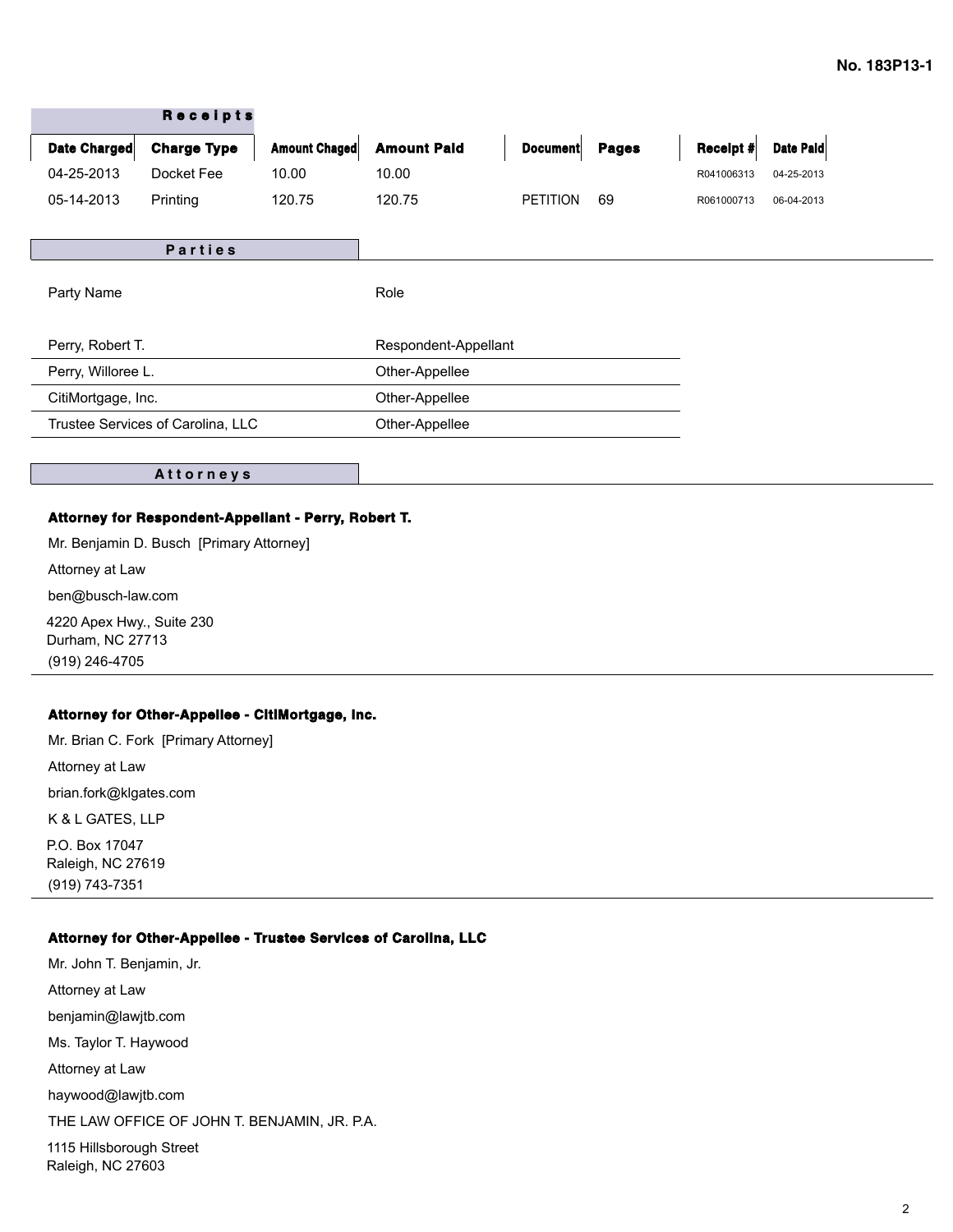No. 183P13-1

## Receipts

| Date Charged | Charge Type | Amount Chaged | Amount Paid | Document | Pages | Receipt # | Date Paid |
|---|---|---|---|---|---|---|---|
| 04-25-2013 | Docket Fee | 10.00 | 10.00 | | | R041006313 | 04-25-2013 |
| 05-14-2013 | Printing | 120.75 | 120.75 | PETITION | 69 | R061000713 | 06-04-2013 |

## Parties

| Party Name | Role |
|---|---|
| Perry, Robert T. | Respondent-Appellant |
| Perry, Willoree L. | Other-Appellee |
| CitiMortgage, Inc. | Other-Appellee |
| Trustee Services of Carolina, LLC | Other-Appellee |

## Attorneys

**Attorney for Respondent-Appellant - Perry, Robert T.**

Mr. Benjamin D. Busch [Primary Attorney]

Attorney at Law

ben@busch-law.com

4220 Apex Hwy., Suite 230
Durham, NC 27713
(919) 246-4705

**Attorney for Other-Appellee - CitiMortgage, Inc.**

Mr. Brian C. Fork [Primary Attorney]

Attorney at Law

brian.fork@klgates.com

K & L GATES, LLP

P.O. Box 17047
Raleigh, NC 27619
(919) 743-7351

**Attorney for Other-Appellee - Trustee Services of Carolina, LLC**

Mr. John T. Benjamin, Jr.

Attorney at Law

benjamin@lawjtb.com

Ms. Taylor T. Haywood

Attorney at Law

haywood@lawjtb.com

THE LAW OFFICE OF JOHN T. BENJAMIN, JR. P.A.

1115 Hillsborough Street
Raleigh, NC 27603